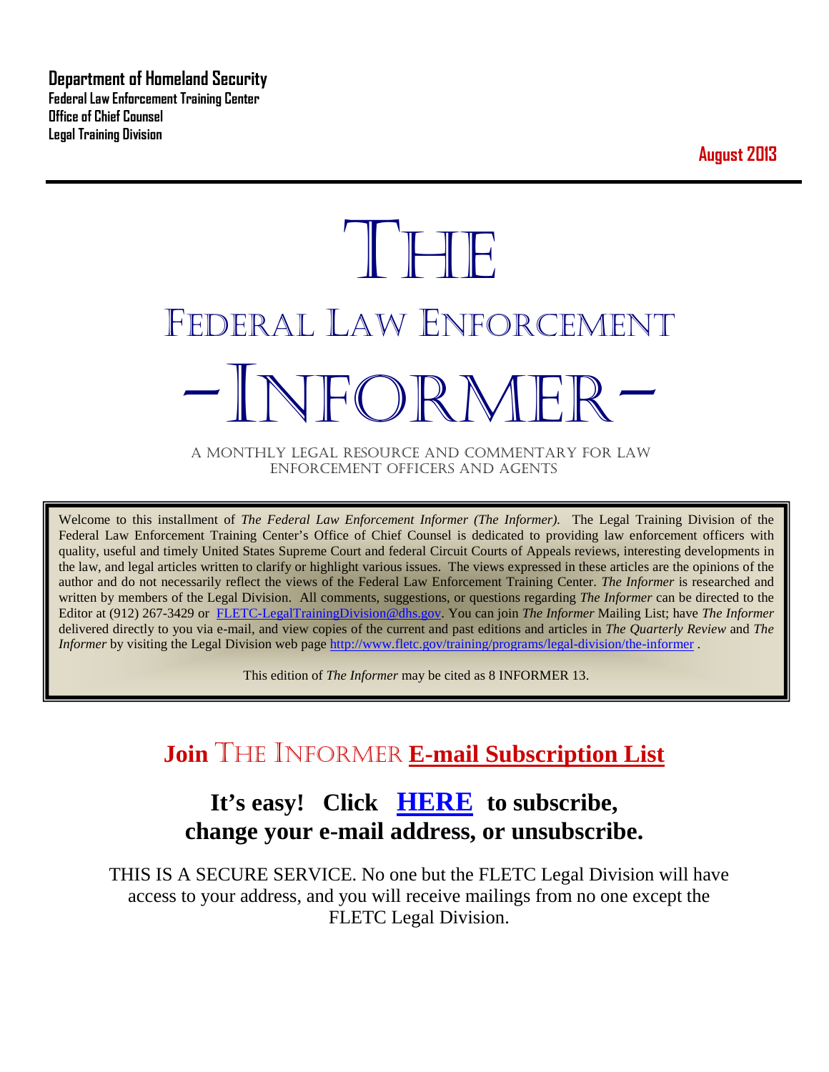**Department of Homeland Security**
**Federal Law Enforcement Training Center**
**Office of Chief Counsel**
**Legal Training Division**

**August 2013**

# THE

# FEDERAL LAW ENFORCEMENT

# –INFORMER–

A MONTHLY LEGAL RESOURCE AND COMMENTARY FOR LAW ENFORCEMENT OFFICERS AND AGENTS

Welcome to this installment of *The Federal Law Enforcement Informer (The Informer).* The Legal Training Division of the Federal Law Enforcement Training Center's Office of Chief Counsel is dedicated to providing law enforcement officers with quality, useful and timely United States Supreme Court and federal Circuit Courts of Appeals reviews, interesting developments in the law, and legal articles written to clarify or highlight various issues. The views expressed in these articles are the opinions of the author and do not necessarily reflect the views of the Federal Law Enforcement Training Center. *The Informer* is researched and written by members of the Legal Division. All comments, suggestions, or questions regarding *The Informer* can be directed to the Editor at (912) 267-3429 or [FLETC-LegalTrainingDivision@dhs.gov](mailto:FLETC-LegalTrainingDivision@dhs.gov). You can join *The Informer* Mailing List; have *The Informer* delivered directly to you via e-mail, and view copies of the current and past editions and articles in *The Quarterly Review* and *The Informer* by visiting the Legal Division web page [http://www.fletc.gov/training/programs/legal-division/the-informer](http://www.fletc.gov/training/programs/legal-division/the-informer) .

This edition of *The Informer* may be cited as 8 INFORMER 13.

## Join THE INFORMER E-mail Subscription List

### It's easy! Click HERE to subscribe, change your e-mail address, or unsubscribe.

THIS IS A SECURE SERVICE. No one but the FLETC Legal Division will have access to your address, and you will receive mailings from no one except the FLETC Legal Division.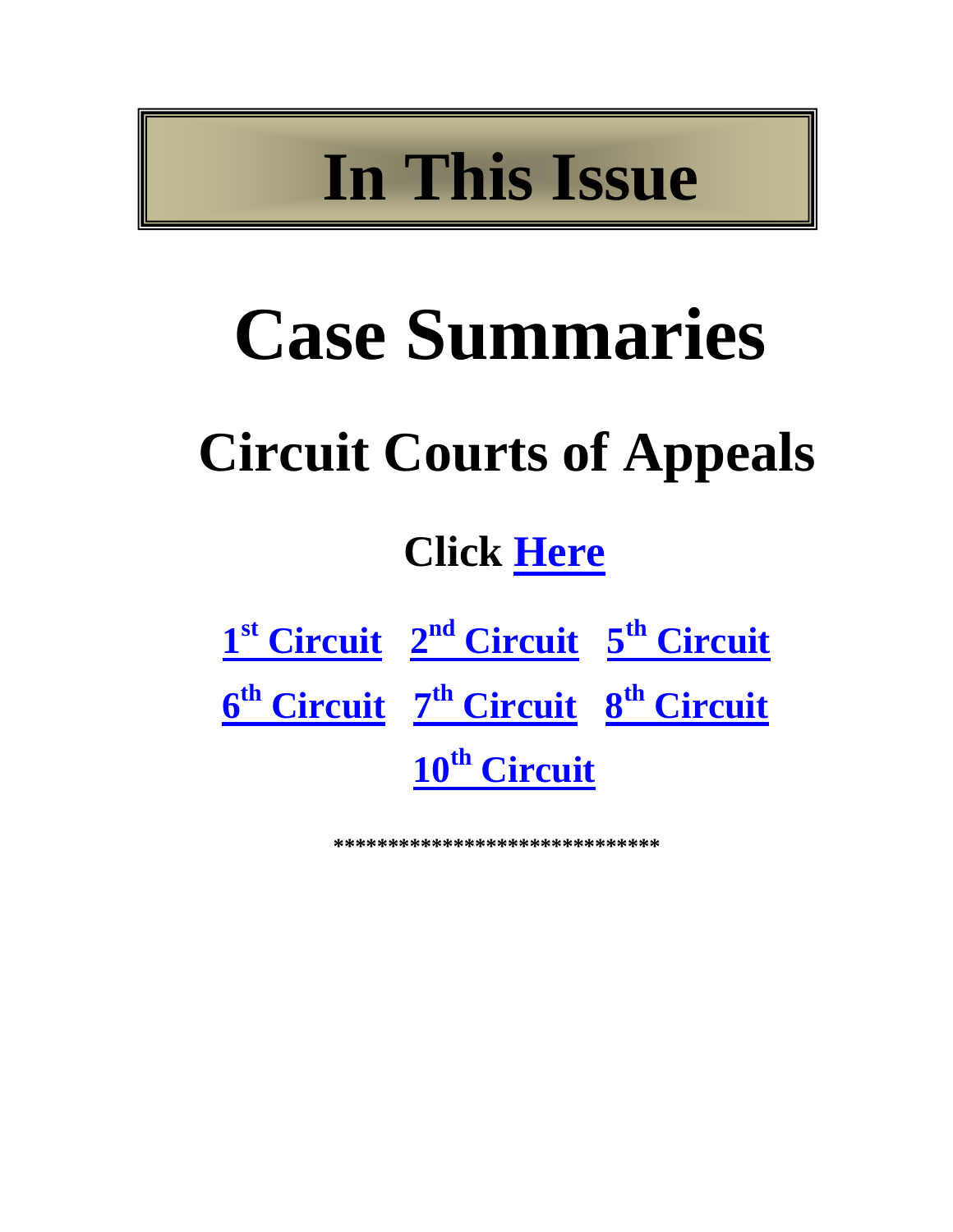# In This Issue

# Case Summaries

## Circuit Courts of Appeals

### Click Here

1st Circuit   2nd Circuit   5th Circuit

6th Circuit   7th Circuit   8th Circuit

10th Circuit

*****************************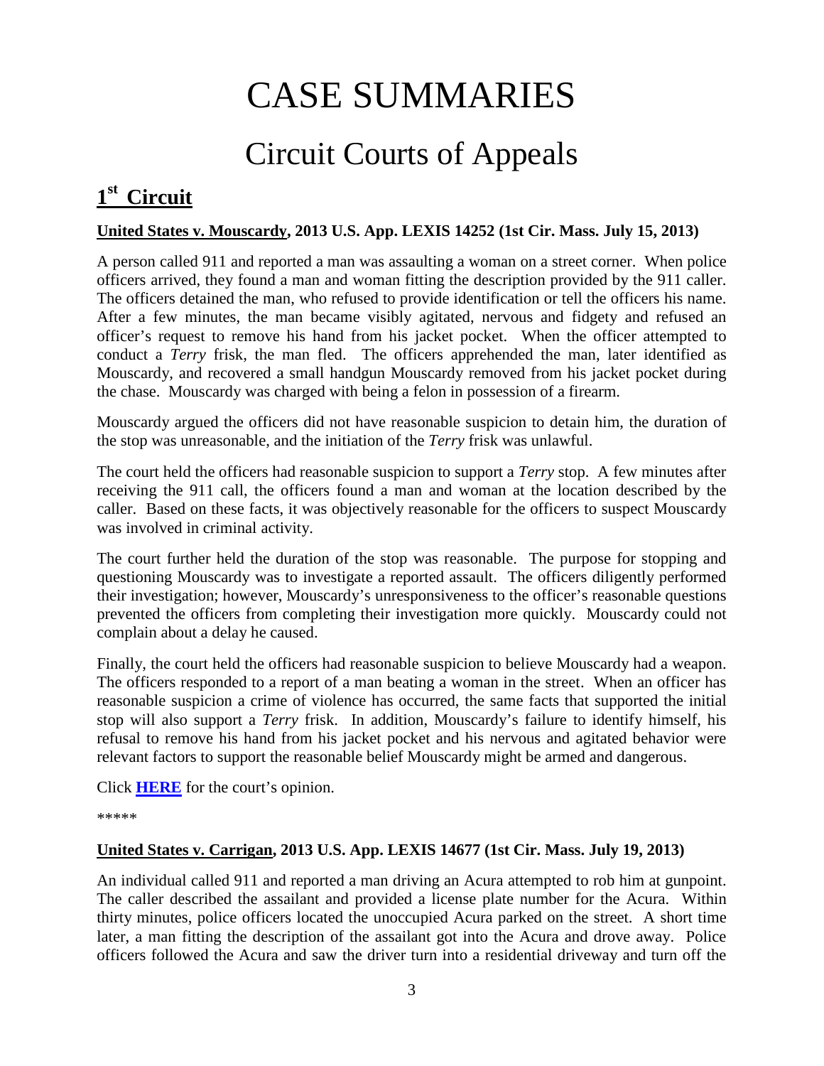# CASE SUMMARIES

## Circuit Courts of Appeals

### 1st Circuit

**United States v. Mouscardy, 2013 U.S. App. LEXIS 14252 (1st Cir. Mass. July 15, 2013)**

A person called 911 and reported a man was assaulting a woman on a street corner. When police officers arrived, they found a man and woman fitting the description provided by the 911 caller. The officers detained the man, who refused to provide identification or tell the officers his name. After a few minutes, the man became visibly agitated, nervous and fidgety and refused an officer's request to remove his hand from his jacket pocket. When the officer attempted to conduct a *Terry* frisk, the man fled. The officers apprehended the man, later identified as Mouscardy, and recovered a small handgun Mouscardy removed from his jacket pocket during the chase. Mouscardy was charged with being a felon in possession of a firearm.

Mouscardy argued the officers did not have reasonable suspicion to detain him, the duration of the stop was unreasonable, and the initiation of the *Terry* frisk was unlawful.

The court held the officers had reasonable suspicion to support a *Terry* stop. A few minutes after receiving the 911 call, the officers found a man and woman at the location described by the caller. Based on these facts, it was objectively reasonable for the officers to suspect Mouscardy was involved in criminal activity.

The court further held the duration of the stop was reasonable. The purpose for stopping and questioning Mouscardy was to investigate a reported assault. The officers diligently performed their investigation; however, Mouscardy's unresponsiveness to the officer's reasonable questions prevented the officers from completing their investigation more quickly. Mouscardy could not complain about a delay he caused.

Finally, the court held the officers had reasonable suspicion to believe Mouscardy had a weapon. The officers responded to a report of a man beating a woman in the street. When an officer has reasonable suspicion a crime of violence has occurred, the same facts that supported the initial stop will also support a *Terry* frisk. In addition, Mouscardy's failure to identify himself, his refusal to remove his hand from his jacket pocket and his nervous and agitated behavior were relevant factors to support the reasonable belief Mouscardy might be armed and dangerous.

Click **HERE** for the court's opinion.

*****

**United States v. Carrigan, 2013 U.S. App. LEXIS 14677 (1st Cir. Mass. July 19, 2013)**

An individual called 911 and reported a man driving an Acura attempted to rob him at gunpoint. The caller described the assailant and provided a license plate number for the Acura. Within thirty minutes, police officers located the unoccupied Acura parked on the street. A short time later, a man fitting the description of the assailant got into the Acura and drove away. Police officers followed the Acura and saw the driver turn into a residential driveway and turn off the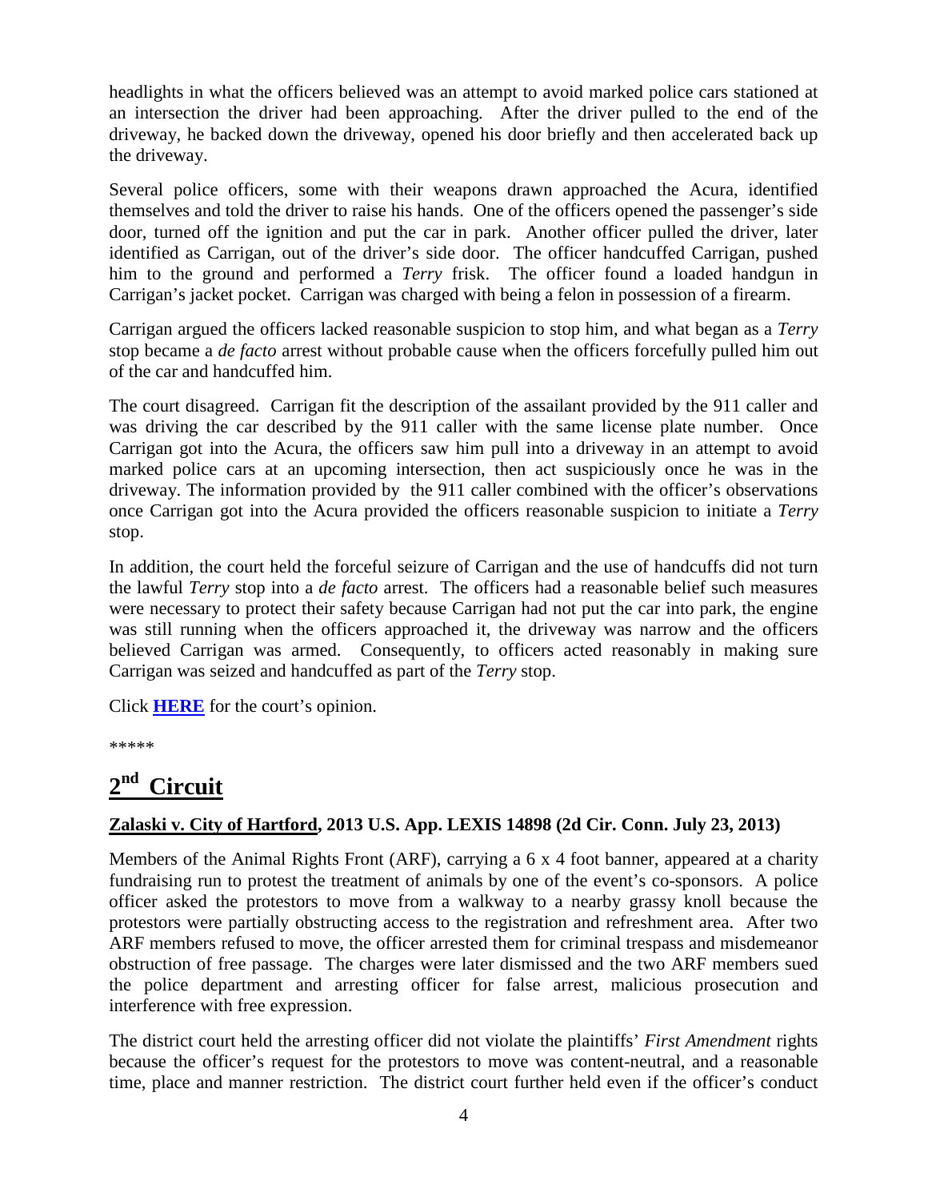headlights in what the officers believed was an attempt to avoid marked police cars stationed at an intersection the driver had been approaching. After the driver pulled to the end of the driveway, he backed down the driveway, opened his door briefly and then accelerated back up the driveway.

Several police officers, some with their weapons drawn approached the Acura, identified themselves and told the driver to raise his hands. One of the officers opened the passenger's side door, turned off the ignition and put the car in park. Another officer pulled the driver, later identified as Carrigan, out of the driver's side door. The officer handcuffed Carrigan, pushed him to the ground and performed a *Terry* frisk. The officer found a loaded handgun in Carrigan's jacket pocket. Carrigan was charged with being a felon in possession of a firearm.

Carrigan argued the officers lacked reasonable suspicion to stop him, and what began as a *Terry* stop became a *de facto* arrest without probable cause when the officers forcefully pulled him out of the car and handcuffed him.

The court disagreed. Carrigan fit the description of the assailant provided by the 911 caller and was driving the car described by the 911 caller with the same license plate number. Once Carrigan got into the Acura, the officers saw him pull into a driveway in an attempt to avoid marked police cars at an upcoming intersection, then act suspiciously once he was in the driveway. The information provided by the 911 caller combined with the officer's observations once Carrigan got into the Acura provided the officers reasonable suspicion to initiate a *Terry* stop.

In addition, the court held the forceful seizure of Carrigan and the use of handcuffs did not turn the lawful *Terry* stop into a *de facto* arrest. The officers had a reasonable belief such measures were necessary to protect their safety because Carrigan had not put the car into park, the engine was still running when the officers approached it, the driveway was narrow and the officers believed Carrigan was armed. Consequently, to officers acted reasonably in making sure Carrigan was seized and handcuffed as part of the *Terry* stop.

Click **HERE** for the court's opinion.

\*\*\*\*\*

## 2nd Circuit

**Zalaski v. City of Hartford, 2013 U.S. App. LEXIS 14898 (2d Cir. Conn. July 23, 2013)**

Members of the Animal Rights Front (ARF), carrying a 6 x 4 foot banner, appeared at a charity fundraising run to protest the treatment of animals by one of the event's co-sponsors. A police officer asked the protestors to move from a walkway to a nearby grassy knoll because the protestors were partially obstructing access to the registration and refreshment area. After two ARF members refused to move, the officer arrested them for criminal trespass and misdemeanor obstruction of free passage. The charges were later dismissed and the two ARF members sued the police department and arresting officer for false arrest, malicious prosecution and interference with free expression.

The district court held the arresting officer did not violate the plaintiffs' *First Amendment* rights because the officer's request for the protestors to move was content-neutral, and a reasonable time, place and manner restriction. The district court further held even if the officer's conduct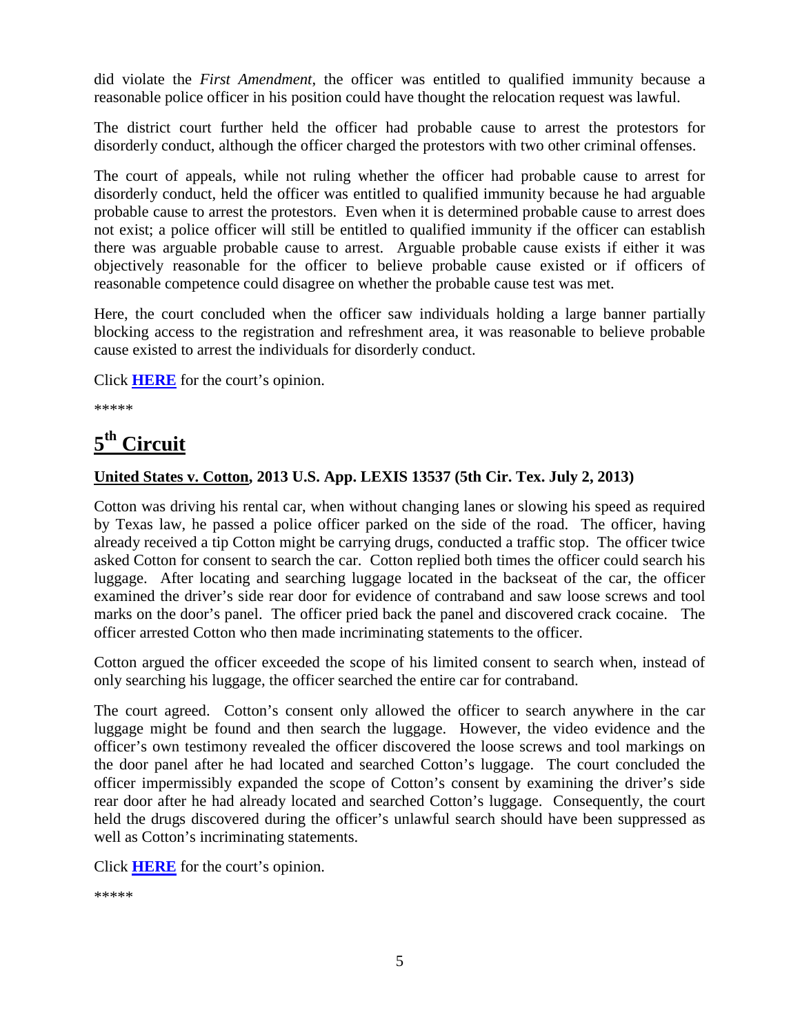did violate the *First Amendment*, the officer was entitled to qualified immunity because a reasonable police officer in his position could have thought the relocation request was lawful.

The district court further held the officer had probable cause to arrest the protestors for disorderly conduct, although the officer charged the protestors with two other criminal offenses.

The court of appeals, while not ruling whether the officer had probable cause to arrest for disorderly conduct, held the officer was entitled to qualified immunity because he had arguable probable cause to arrest the protestors. Even when it is determined probable cause to arrest does not exist; a police officer will still be entitled to qualified immunity if the officer can establish there was arguable probable cause to arrest. Arguable probable cause exists if either it was objectively reasonable for the officer to believe probable cause existed or if officers of reasonable competence could disagree on whether the probable cause test was met.

Here, the court concluded when the officer saw individuals holding a large banner partially blocking access to the registration and refreshment area, it was reasonable to believe probable cause existed to arrest the individuals for disorderly conduct.

Click **HERE** for the court's opinion.

*****

## 5th Circuit

**United States v. Cotton, 2013 U.S. App. LEXIS 13537 (5th Cir. Tex. July 2, 2013)**

Cotton was driving his rental car, when without changing lanes or slowing his speed as required by Texas law, he passed a police officer parked on the side of the road. The officer, having already received a tip Cotton might be carrying drugs, conducted a traffic stop. The officer twice asked Cotton for consent to search the car. Cotton replied both times the officer could search his luggage. After locating and searching luggage located in the backseat of the car, the officer examined the driver's side rear door for evidence of contraband and saw loose screws and tool marks on the door's panel. The officer pried back the panel and discovered crack cocaine. The officer arrested Cotton who then made incriminating statements to the officer.

Cotton argued the officer exceeded the scope of his limited consent to search when, instead of only searching his luggage, the officer searched the entire car for contraband.

The court agreed. Cotton's consent only allowed the officer to search anywhere in the car luggage might be found and then search the luggage. However, the video evidence and the officer's own testimony revealed the officer discovered the loose screws and tool markings on the door panel after he had located and searched Cotton's luggage. The court concluded the officer impermissibly expanded the scope of Cotton's consent by examining the driver's side rear door after he had already located and searched Cotton's luggage. Consequently, the court held the drugs discovered during the officer's unlawful search should have been suppressed as well as Cotton's incriminating statements.

Click **HERE** for the court's opinion.

*****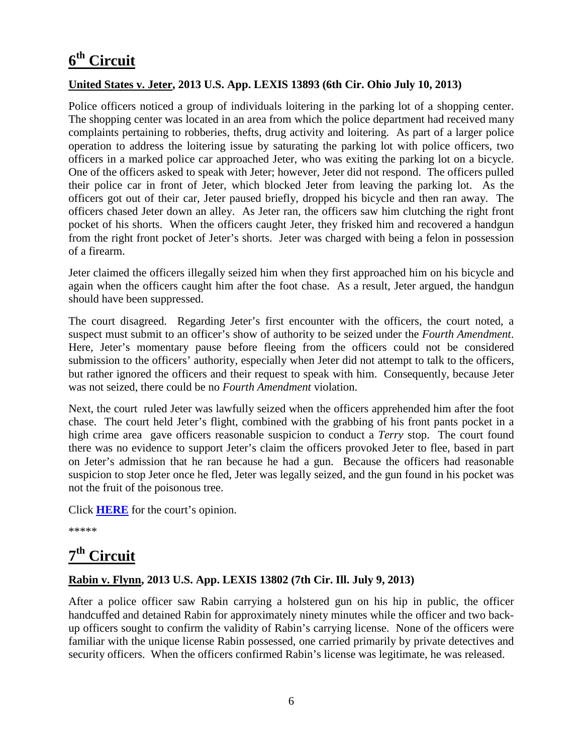# 6th Circuit

**United States v. Jeter, 2013 U.S. App. LEXIS 13893 (6th Cir. Ohio July 10, 2013)**

Police officers noticed a group of individuals loitering in the parking lot of a shopping center. The shopping center was located in an area from which the police department had received many complaints pertaining to robberies, thefts, drug activity and loitering. As part of a larger police operation to address the loitering issue by saturating the parking lot with police officers, two officers in a marked police car approached Jeter, who was exiting the parking lot on a bicycle. One of the officers asked to speak with Jeter; however, Jeter did not respond. The officers pulled their police car in front of Jeter, which blocked Jeter from leaving the parking lot. As the officers got out of their car, Jeter paused briefly, dropped his bicycle and then ran away. The officers chased Jeter down an alley. As Jeter ran, the officers saw him clutching the right front pocket of his shorts. When the officers caught Jeter, they frisked him and recovered a handgun from the right front pocket of Jeter's shorts. Jeter was charged with being a felon in possession of a firearm.

Jeter claimed the officers illegally seized him when they first approached him on his bicycle and again when the officers caught him after the foot chase. As a result, Jeter argued, the handgun should have been suppressed.

The court disagreed. Regarding Jeter's first encounter with the officers, the court noted, a suspect must submit to an officer's show of authority to be seized under the *Fourth Amendment*. Here, Jeter's momentary pause before fleeing from the officers could not be considered submission to the officers' authority, especially when Jeter did not attempt to talk to the officers, but rather ignored the officers and their request to speak with him. Consequently, because Jeter was not seized, there could be no *Fourth Amendment* violation.

Next, the court ruled Jeter was lawfully seized when the officers apprehended him after the foot chase. The court held Jeter's flight, combined with the grabbing of his front pants pocket in a high crime area gave officers reasonable suspicion to conduct a *Terry* stop. The court found there was no evidence to support Jeter's claim the officers provoked Jeter to flee, based in part on Jeter's admission that he ran because he had a gun. Because the officers had reasonable suspicion to stop Jeter once he fled, Jeter was legally seized, and the gun found in his pocket was not the fruit of the poisonous tree.

Click **HERE** for the court's opinion.

*****

# 7th Circuit

**Rabin v. Flynn, 2013 U.S. App. LEXIS 13802 (7th Cir. Ill. July 9, 2013)**

After a police officer saw Rabin carrying a holstered gun on his hip in public, the officer handcuffed and detained Rabin for approximately ninety minutes while the officer and two back-up officers sought to confirm the validity of Rabin's carrying license. None of the officers were familiar with the unique license Rabin possessed, one carried primarily by private detectives and security officers. When the officers confirmed Rabin's license was legitimate, he was released.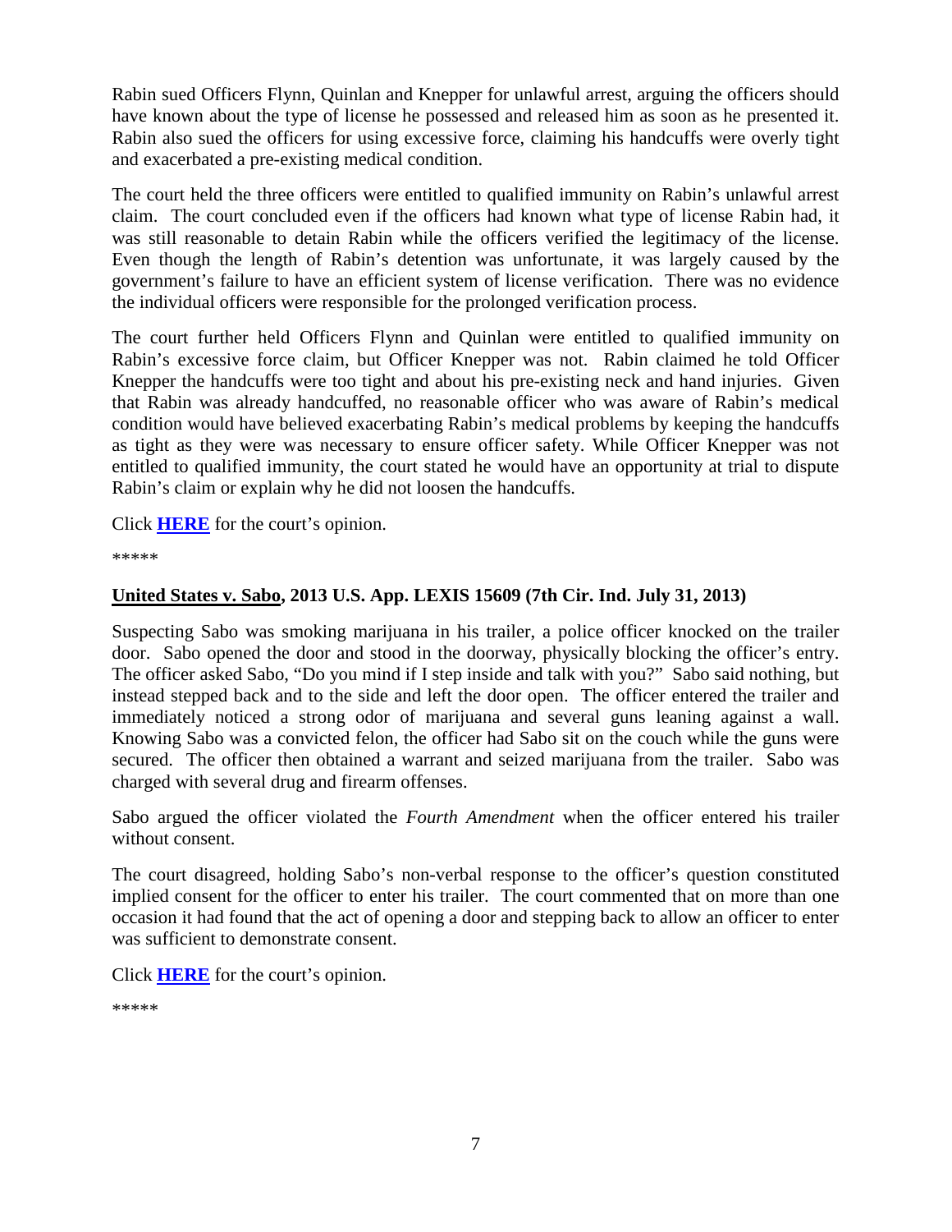Rabin sued Officers Flynn, Quinlan and Knepper for unlawful arrest, arguing the officers should have known about the type of license he possessed and released him as soon as he presented it. Rabin also sued the officers for using excessive force, claiming his handcuffs were overly tight and exacerbated a pre-existing medical condition.

The court held the three officers were entitled to qualified immunity on Rabin's unlawful arrest claim. The court concluded even if the officers had known what type of license Rabin had, it was still reasonable to detain Rabin while the officers verified the legitimacy of the license. Even though the length of Rabin's detention was unfortunate, it was largely caused by the government's failure to have an efficient system of license verification. There was no evidence the individual officers were responsible for the prolonged verification process.

The court further held Officers Flynn and Quinlan were entitled to qualified immunity on Rabin's excessive force claim, but Officer Knepper was not. Rabin claimed he told Officer Knepper the handcuffs were too tight and about his pre-existing neck and hand injuries. Given that Rabin was already handcuffed, no reasonable officer who was aware of Rabin's medical condition would have believed exacerbating Rabin's medical problems by keeping the handcuffs as tight as they were was necessary to ensure officer safety. While Officer Knepper was not entitled to qualified immunity, the court stated he would have an opportunity at trial to dispute Rabin's claim or explain why he did not loosen the handcuffs.

Click **HERE** for the court's opinion.

*****

**United States v. Sabo, 2013 U.S. App. LEXIS 15609 (7th Cir. Ind. July 31, 2013)**

Suspecting Sabo was smoking marijuana in his trailer, a police officer knocked on the trailer door. Sabo opened the door and stood in the doorway, physically blocking the officer's entry. The officer asked Sabo, "Do you mind if I step inside and talk with you?" Sabo said nothing, but instead stepped back and to the side and left the door open. The officer entered the trailer and immediately noticed a strong odor of marijuana and several guns leaning against a wall. Knowing Sabo was a convicted felon, the officer had Sabo sit on the couch while the guns were secured. The officer then obtained a warrant and seized marijuana from the trailer. Sabo was charged with several drug and firearm offenses.

Sabo argued the officer violated the *Fourth Amendment* when the officer entered his trailer without consent.

The court disagreed, holding Sabo's non-verbal response to the officer's question constituted implied consent for the officer to enter his trailer. The court commented that on more than one occasion it had found that the act of opening a door and stepping back to allow an officer to enter was sufficient to demonstrate consent.

Click **HERE** for the court's opinion.

*****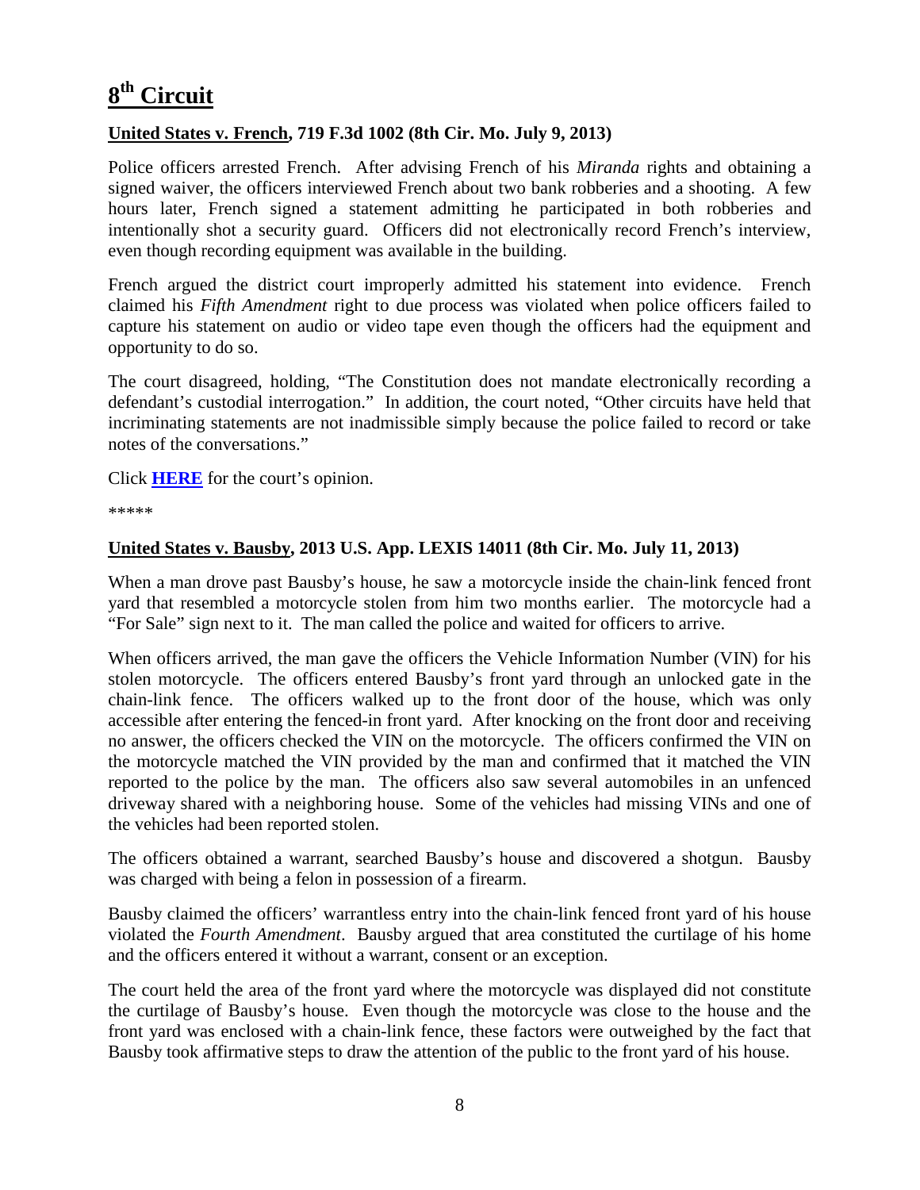# 8th Circuit

**United States v. French, 719 F.3d 1002 (8th Cir. Mo. July 9, 2013)**

Police officers arrested French. After advising French of his *Miranda* rights and obtaining a signed waiver, the officers interviewed French about two bank robberies and a shooting. A few hours later, French signed a statement admitting he participated in both robberies and intentionally shot a security guard. Officers did not electronically record French's interview, even though recording equipment was available in the building.

French argued the district court improperly admitted his statement into evidence. French claimed his *Fifth Amendment* right to due process was violated when police officers failed to capture his statement on audio or video tape even though the officers had the equipment and opportunity to do so.

The court disagreed, holding, "The Constitution does not mandate electronically recording a defendant's custodial interrogation." In addition, the court noted, "Other circuits have held that incriminating statements are not inadmissible simply because the police failed to record or take notes of the conversations."

Click **HERE** for the court's opinion.

*****

**United States v. Bausby, 2013 U.S. App. LEXIS 14011 (8th Cir. Mo. July 11, 2013)**

When a man drove past Bausby's house, he saw a motorcycle inside the chain-link fenced front yard that resembled a motorcycle stolen from him two months earlier. The motorcycle had a "For Sale" sign next to it. The man called the police and waited for officers to arrive.

When officers arrived, the man gave the officers the Vehicle Information Number (VIN) for his stolen motorcycle. The officers entered Bausby's front yard through an unlocked gate in the chain-link fence. The officers walked up to the front door of the house, which was only accessible after entering the fenced-in front yard. After knocking on the front door and receiving no answer, the officers checked the VIN on the motorcycle. The officers confirmed the VIN on the motorcycle matched the VIN provided by the man and confirmed that it matched the VIN reported to the police by the man. The officers also saw several automobiles in an unfenced driveway shared with a neighboring house. Some of the vehicles had missing VINs and one of the vehicles had been reported stolen.

The officers obtained a warrant, searched Bausby's house and discovered a shotgun. Bausby was charged with being a felon in possession of a firearm.

Bausby claimed the officers' warrantless entry into the chain-link fenced front yard of his house violated the *Fourth Amendment*. Bausby argued that area constituted the curtilage of his home and the officers entered it without a warrant, consent or an exception.

The court held the area of the front yard where the motorcycle was displayed did not constitute the curtilage of Bausby's house. Even though the motorcycle was close to the house and the front yard was enclosed with a chain-link fence, these factors were outweighed by the fact that Bausby took affirmative steps to draw the attention of the public to the front yard of his house.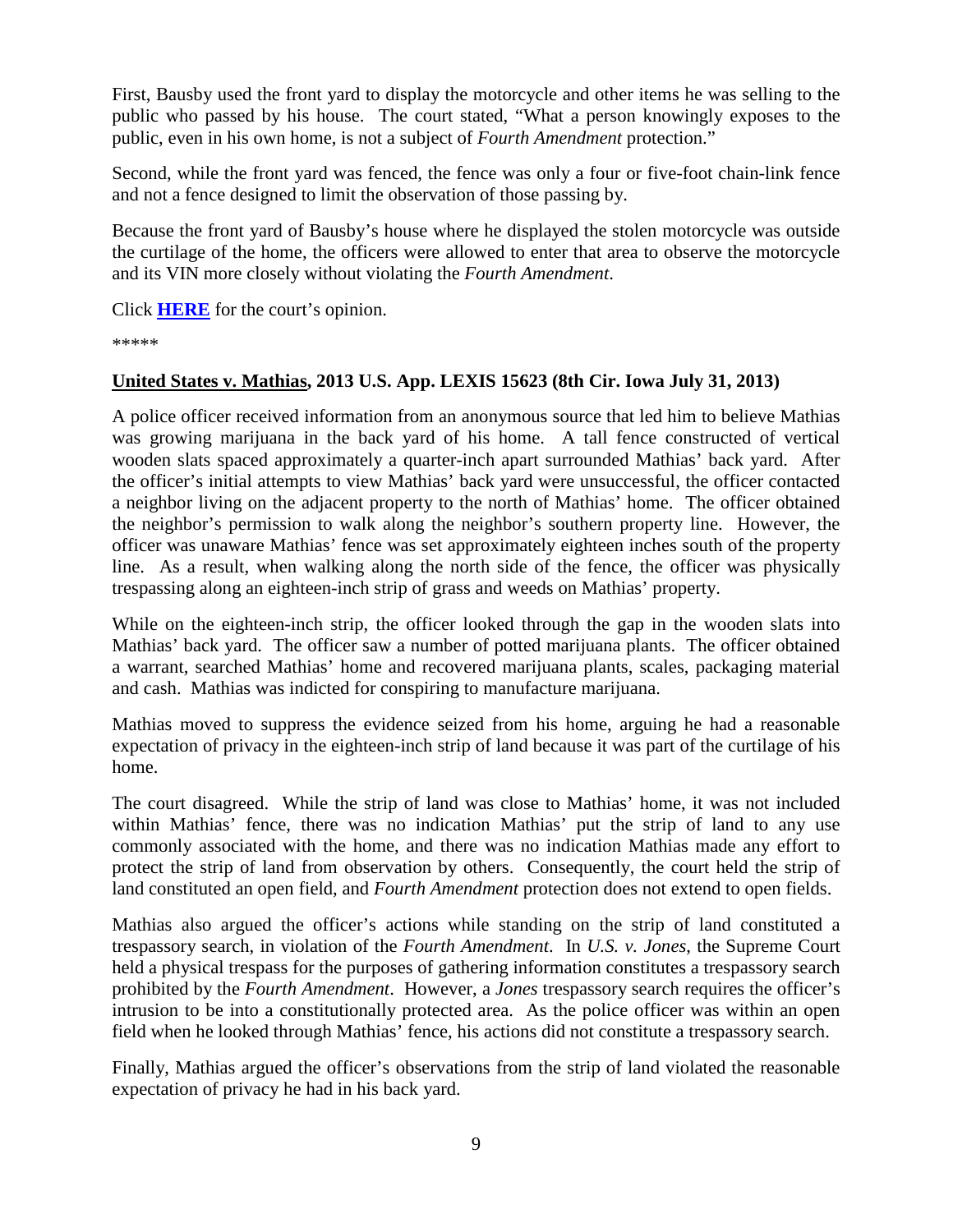First, Bausby used the front yard to display the motorcycle and other items he was selling to the public who passed by his house. The court stated, "What a person knowingly exposes to the public, even in his own home, is not a subject of *Fourth Amendment* protection."

Second, while the front yard was fenced, the fence was only a four or five-foot chain-link fence and not a fence designed to limit the observation of those passing by.

Because the front yard of Bausby's house where he displayed the stolen motorcycle was outside the curtilage of the home, the officers were allowed to enter that area to observe the motorcycle and its VIN more closely without violating the *Fourth Amendment*.

Click **HERE** for the court's opinion.

*****

**United States v. Mathias, 2013 U.S. App. LEXIS 15623 (8th Cir. Iowa July 31, 2013)**

A police officer received information from an anonymous source that led him to believe Mathias was growing marijuana in the back yard of his home. A tall fence constructed of vertical wooden slats spaced approximately a quarter-inch apart surrounded Mathias' back yard. After the officer's initial attempts to view Mathias' back yard were unsuccessful, the officer contacted a neighbor living on the adjacent property to the north of Mathias' home. The officer obtained the neighbor's permission to walk along the neighbor's southern property line. However, the officer was unaware Mathias' fence was set approximately eighteen inches south of the property line. As a result, when walking along the north side of the fence, the officer was physically trespassing along an eighteen-inch strip of grass and weeds on Mathias' property.

While on the eighteen-inch strip, the officer looked through the gap in the wooden slats into Mathias' back yard. The officer saw a number of potted marijuana plants. The officer obtained a warrant, searched Mathias' home and recovered marijuana plants, scales, packaging material and cash. Mathias was indicted for conspiring to manufacture marijuana.

Mathias moved to suppress the evidence seized from his home, arguing he had a reasonable expectation of privacy in the eighteen-inch strip of land because it was part of the curtilage of his home.

The court disagreed. While the strip of land was close to Mathias' home, it was not included within Mathias' fence, there was no indication Mathias' put the strip of land to any use commonly associated with the home, and there was no indication Mathias made any effort to protect the strip of land from observation by others. Consequently, the court held the strip of land constituted an open field, and *Fourth Amendment* protection does not extend to open fields.

Mathias also argued the officer's actions while standing on the strip of land constituted a trespassory search, in violation of the *Fourth Amendment*. In *U.S. v. Jones*, the Supreme Court held a physical trespass for the purposes of gathering information constitutes a trespassory search prohibited by the *Fourth Amendment*. However, a *Jones* trespassory search requires the officer's intrusion to be into a constitutionally protected area. As the police officer was within an open field when he looked through Mathias' fence, his actions did not constitute a trespassory search.

Finally, Mathias argued the officer's observations from the strip of land violated the reasonable expectation of privacy he had in his back yard.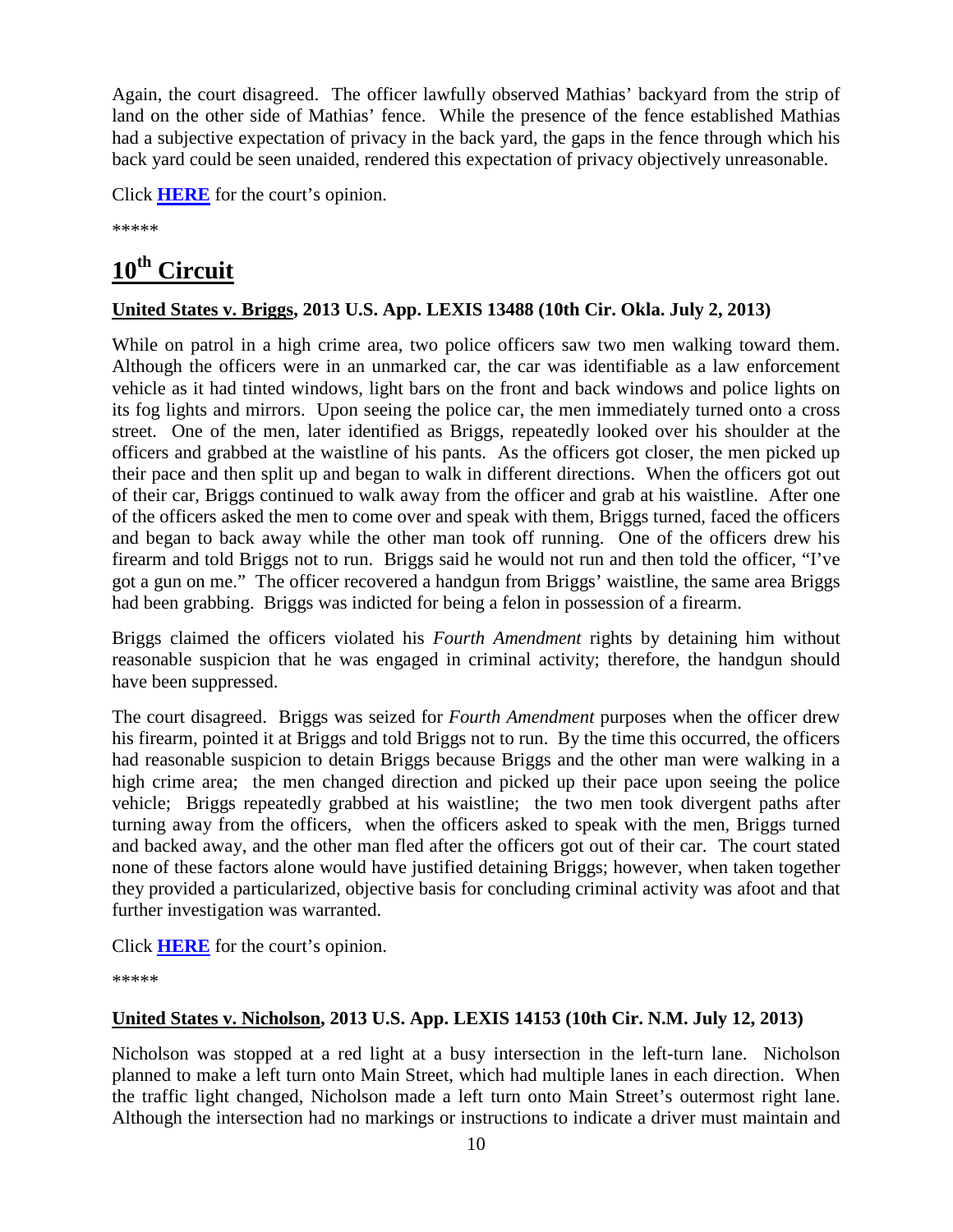Again, the court disagreed. The officer lawfully observed Mathias' backyard from the strip of land on the other side of Mathias' fence. While the presence of the fence established Mathias had a subjective expectation of privacy in the back yard, the gaps in the fence through which his back yard could be seen unaided, rendered this expectation of privacy objectively unreasonable.

Click **HERE** for the court's opinion.

*****

# 10th Circuit

**United States v. Briggs, 2013 U.S. App. LEXIS 13488 (10th Cir. Okla. July 2, 2013)**

While on patrol in a high crime area, two police officers saw two men walking toward them. Although the officers were in an unmarked car, the car was identifiable as a law enforcement vehicle as it had tinted windows, light bars on the front and back windows and police lights on its fog lights and mirrors. Upon seeing the police car, the men immediately turned onto a cross street. One of the men, later identified as Briggs, repeatedly looked over his shoulder at the officers and grabbed at the waistline of his pants. As the officers got closer, the men picked up their pace and then split up and began to walk in different directions. When the officers got out of their car, Briggs continued to walk away from the officer and grab at his waistline. After one of the officers asked the men to come over and speak with them, Briggs turned, faced the officers and began to back away while the other man took off running. One of the officers drew his firearm and told Briggs not to run. Briggs said he would not run and then told the officer, "I've got a gun on me." The officer recovered a handgun from Briggs' waistline, the same area Briggs had been grabbing. Briggs was indicted for being a felon in possession of a firearm.

Briggs claimed the officers violated his *Fourth Amendment* rights by detaining him without reasonable suspicion that he was engaged in criminal activity; therefore, the handgun should have been suppressed.

The court disagreed. Briggs was seized for *Fourth Amendment* purposes when the officer drew his firearm, pointed it at Briggs and told Briggs not to run. By the time this occurred, the officers had reasonable suspicion to detain Briggs because Briggs and the other man were walking in a high crime area; the men changed direction and picked up their pace upon seeing the police vehicle; Briggs repeatedly grabbed at his waistline; the two men took divergent paths after turning away from the officers, when the officers asked to speak with the men, Briggs turned and backed away, and the other man fled after the officers got out of their car. The court stated none of these factors alone would have justified detaining Briggs; however, when taken together they provided a particularized, objective basis for concluding criminal activity was afoot and that further investigation was warranted.

Click **HERE** for the court's opinion.

*****

**United States v. Nicholson, 2013 U.S. App. LEXIS 14153 (10th Cir. N.M. July 12, 2013)**

Nicholson was stopped at a red light at a busy intersection in the left-turn lane. Nicholson planned to make a left turn onto Main Street, which had multiple lanes in each direction. When the traffic light changed, Nicholson made a left turn onto Main Street's outermost right lane. Although the intersection had no markings or instructions to indicate a driver must maintain and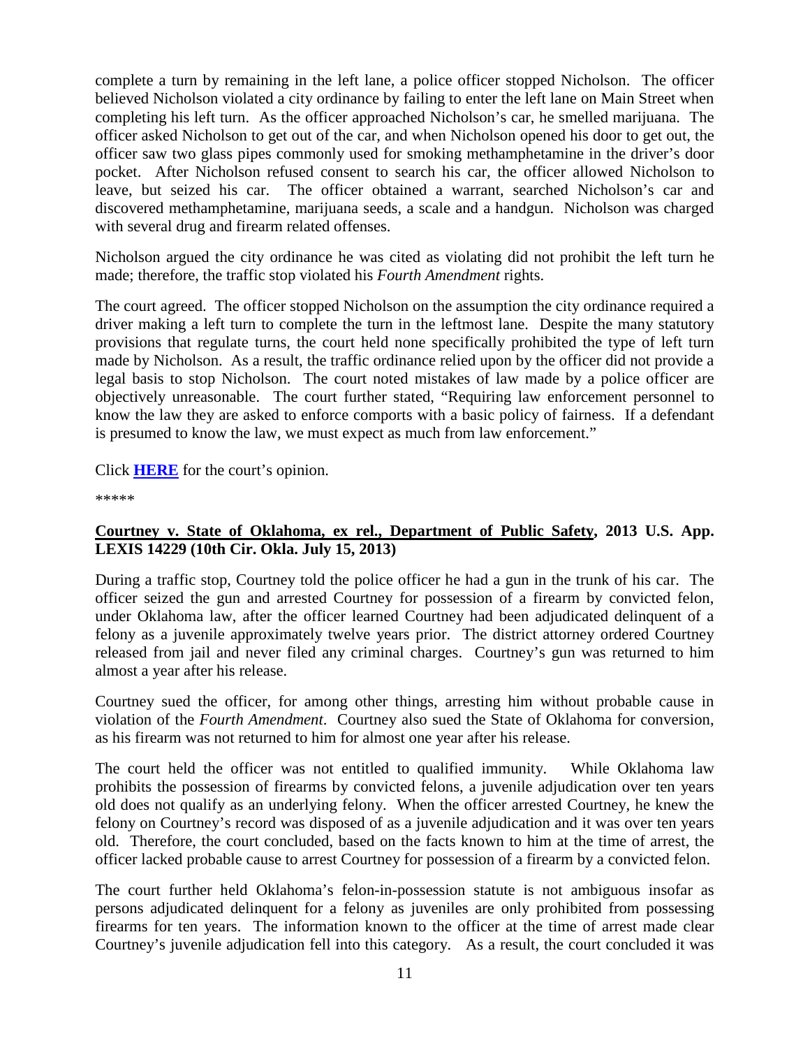complete a turn by remaining in the left lane, a police officer stopped Nicholson. The officer believed Nicholson violated a city ordinance by failing to enter the left lane on Main Street when completing his left turn. As the officer approached Nicholson's car, he smelled marijuana. The officer asked Nicholson to get out of the car, and when Nicholson opened his door to get out, the officer saw two glass pipes commonly used for smoking methamphetamine in the driver's door pocket. After Nicholson refused consent to search his car, the officer allowed Nicholson to leave, but seized his car. The officer obtained a warrant, searched Nicholson's car and discovered methamphetamine, marijuana seeds, a scale and a handgun. Nicholson was charged with several drug and firearm related offenses.

Nicholson argued the city ordinance he was cited as violating did not prohibit the left turn he made; therefore, the traffic stop violated his *Fourth Amendment* rights.

The court agreed. The officer stopped Nicholson on the assumption the city ordinance required a driver making a left turn to complete the turn in the leftmost lane. Despite the many statutory provisions that regulate turns, the court held none specifically prohibited the type of left turn made by Nicholson. As a result, the traffic ordinance relied upon by the officer did not provide a legal basis to stop Nicholson. The court noted mistakes of law made by a police officer are objectively unreasonable. The court further stated, "Requiring law enforcement personnel to know the law they are asked to enforce comports with a basic policy of fairness. If a defendant is presumed to know the law, we must expect as much from law enforcement."

Click **HERE** for the court's opinion.

*****

**Courtney v. State of Oklahoma, ex rel., Department of Public Safety, 2013 U.S. App. LEXIS 14229 (10th Cir. Okla. July 15, 2013)**

During a traffic stop, Courtney told the police officer he had a gun in the trunk of his car. The officer seized the gun and arrested Courtney for possession of a firearm by convicted felon, under Oklahoma law, after the officer learned Courtney had been adjudicated delinquent of a felony as a juvenile approximately twelve years prior. The district attorney ordered Courtney released from jail and never filed any criminal charges. Courtney's gun was returned to him almost a year after his release.

Courtney sued the officer, for among other things, arresting him without probable cause in violation of the *Fourth Amendment*. Courtney also sued the State of Oklahoma for conversion, as his firearm was not returned to him for almost one year after his release.

The court held the officer was not entitled to qualified immunity. While Oklahoma law prohibits the possession of firearms by convicted felons, a juvenile adjudication over ten years old does not qualify as an underlying felony. When the officer arrested Courtney, he knew the felony on Courtney's record was disposed of as a juvenile adjudication and it was over ten years old. Therefore, the court concluded, based on the facts known to him at the time of arrest, the officer lacked probable cause to arrest Courtney for possession of a firearm by a convicted felon.

The court further held Oklahoma's felon-in-possession statute is not ambiguous insofar as persons adjudicated delinquent for a felony as juveniles are only prohibited from possessing firearms for ten years. The information known to the officer at the time of arrest made clear Courtney's juvenile adjudication fell into this category. As a result, the court concluded it was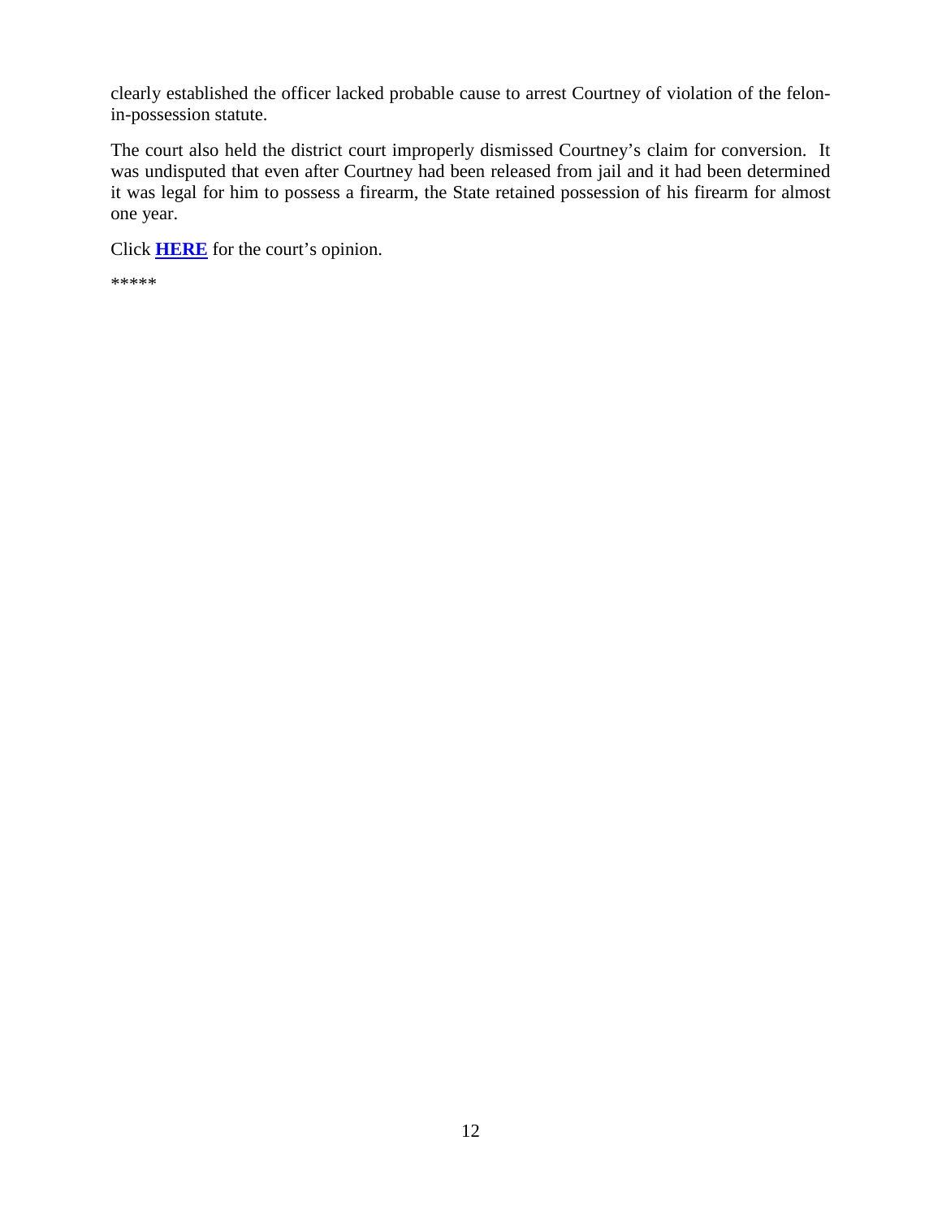clearly established the officer lacked probable cause to arrest Courtney of violation of the felon-in-possession statute.

The court also held the district court improperly dismissed Courtney's claim for conversion. It was undisputed that even after Courtney had been released from jail and it had been determined it was legal for him to possess a firearm, the State retained possession of his firearm for almost one year.

Click **HERE** for the court's opinion.

*****